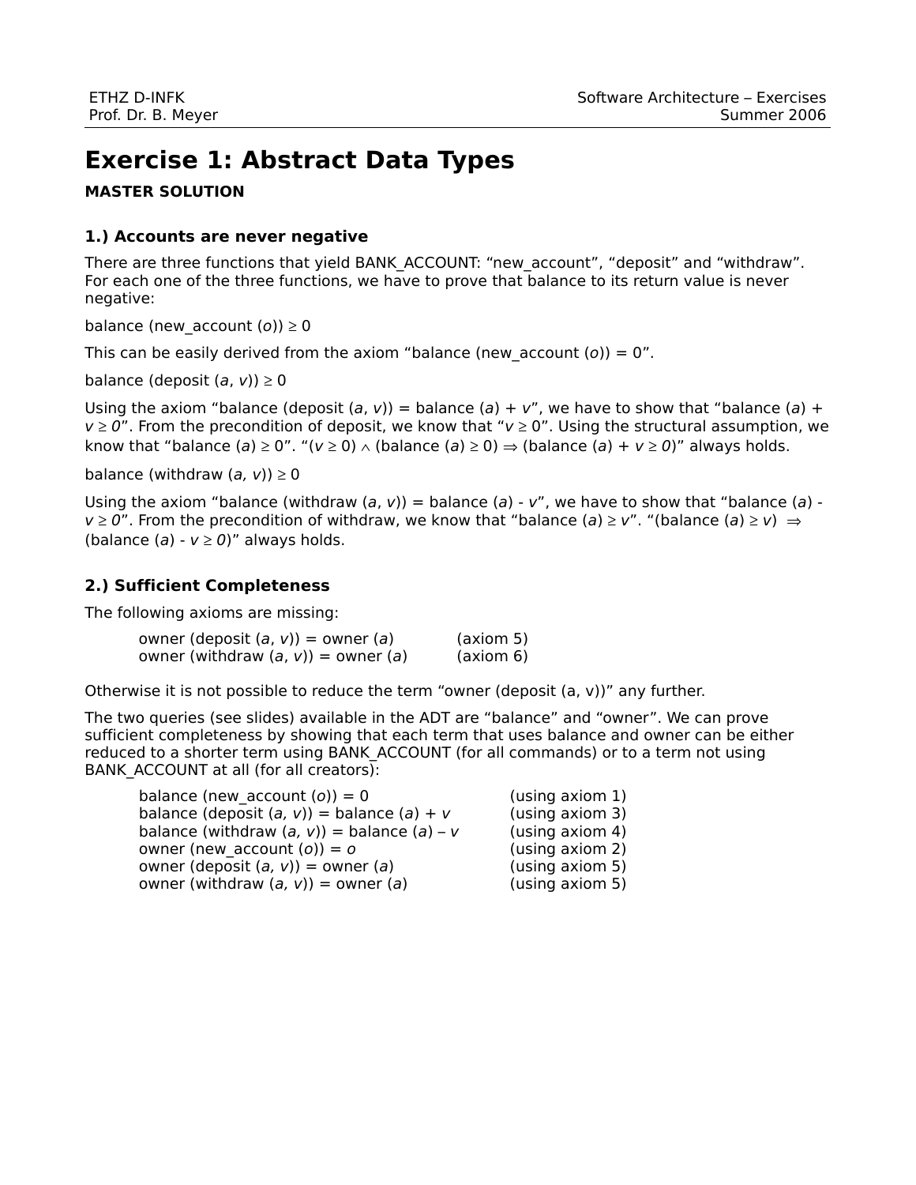# Exercise 1: Abstract Data Types

**MASTER SOLUTION**

### 1.) Accounts are never negative

There are three functions that yield BANK_ACCOUNT: "new_account", "deposit" and "withdraw". For each one of the three functions, we have to prove that balance to its return value is never negative:

balance (new_account ($o$)) $\geq 0$

This can be easily derived from the axiom "balance (new_account ($o$)) = 0".

balance (deposit ($a$, $v$)) $\geq 0$

Using the axiom "balance (deposit ($a$, $v$)) = balance ($a$) + $v$", we have to show that "balance ($a$) + $v \geq 0$". From the precondition of deposit, we know that "$v \geq 0$". Using the structural assumption, we know that "balance ($a$) $\geq 0$". "($v \geq 0$) $\wedge$ (balance ($a$) $\geq 0$) $\Rightarrow$ (balance ($a$) + $v \geq 0$)" always holds.

balance (withdraw ($a$, $v$)) $\geq 0$

Using the axiom "balance (withdraw ($a$, $v$)) = balance ($a$) - $v$", we have to show that "balance ($a$) - $v \geq 0$". From the precondition of withdraw, we know that "balance ($a$) $\geq v$". "(balance ($a$) $\geq v$) $\Rightarrow$ (balance ($a$) - $v \geq 0$)" always holds.

### 2.) Sufficient Completeness

The following axioms are missing:

owner (deposit ($a$, $v$)) = owner ($a$)    (axiom 5)
owner (withdraw ($a$, $v$)) = owner ($a$)    (axiom 6)

Otherwise it is not possible to reduce the term "owner (deposit (a, v))" any further.

The two queries (see slides) available in the ADT are "balance" and "owner". We can prove sufficient completeness by showing that each term that uses balance and owner can be either reduced to a shorter term using BANK_ACCOUNT (for all commands) or to a term not using BANK_ACCOUNT at all (for all creators):

balance (new_account ($o$)) = 0    (using axiom 1)
balance (deposit ($a$, $v$)) = balance ($a$) + $v$    (using axiom 3)
balance (withdraw ($a$, $v$)) = balance ($a$) – $v$    (using axiom 4)
owner (new_account ($o$)) = $o$    (using axiom 2)
owner (deposit ($a$, $v$)) = owner ($a$)    (using axiom 5)
owner (withdraw ($a$, $v$)) = owner ($a$)    (using axiom 5)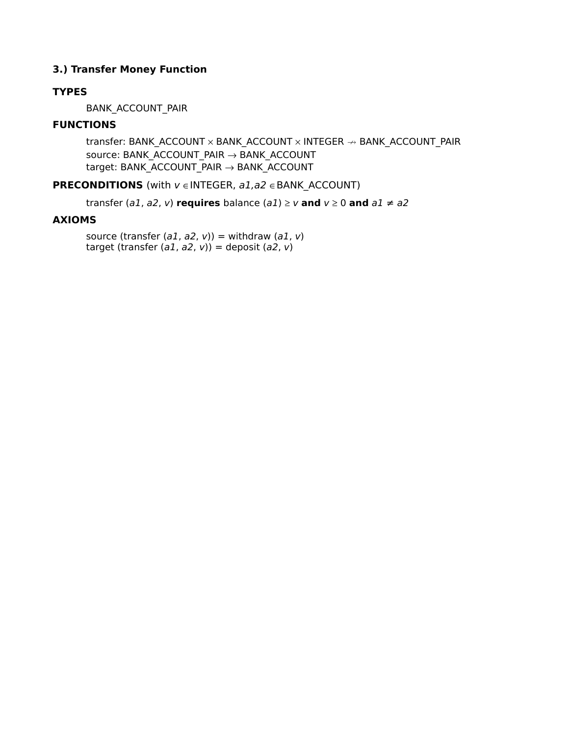### 3.) Transfer Money Function

**TYPES**

BANK_ACCOUNT_PAIR

**FUNCTIONS**

transfer: BANK_ACCOUNT $\times$ BANK_ACCOUNT $\times$ INTEGER $\nrightarrow$ BANK_ACCOUNT_PAIR
source: BANK_ACCOUNT_PAIR $\rightarrow$ BANK_ACCOUNT
target: BANK_ACCOUNT_PAIR $\rightarrow$ BANK_ACCOUNT

**PRECONDITIONS** (with $v \in$ INTEGER, $a1, a2 \in$ BANK_ACCOUNT)

transfer ($a1$, $a2$, $v$) **requires** balance ($a1$) $\geq v$ **and** $v \geq 0$ **and** $a1 \neq a2$

**AXIOMS**

source (transfer ($a1$, $a2$, $v$)) = withdraw ($a1$, $v$)
target (transfer ($a1$, $a2$, $v$)) = deposit ($a2$, $v$)